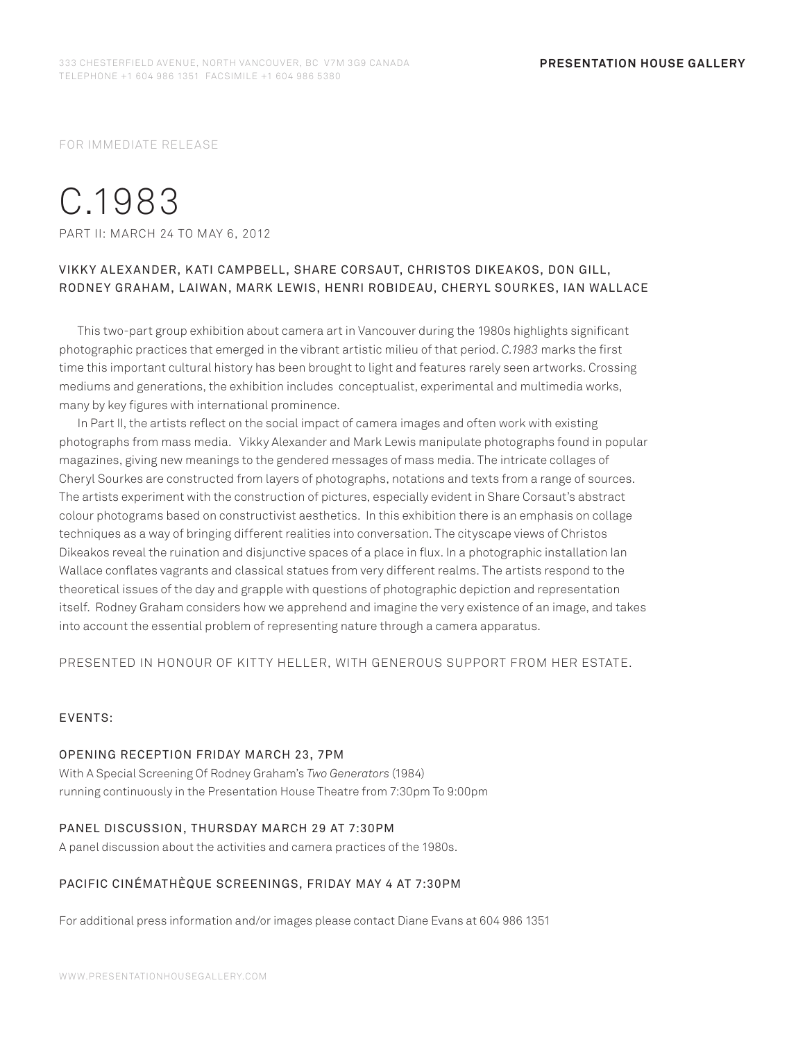333 CHESTERFIELD AVENUE, NORTH VANCOUVER, BC V7M 3G9 CANADA
TELEPHONE +1 604 986 1351 FACSIMILE +1 604 986 5380

**PRESENTATION HOUSE GALLERY**

FOR IMMEDIATE RELEASE

# C.1983

PART II: MARCH 24 TO MAY 6, 2012

### VIKKY ALEXANDER, KATI CAMPBELL, SHARE CORSAUT, CHRISTOS DIKEAKOS, DON GILL, RODNEY GRAHAM, LAIWAN, MARK LEWIS, HENRI ROBIDEAU, CHERYL SOURKES, IAN WALLACE

This two-part group exhibition about camera art in Vancouver during the 1980s highlights significant photographic practices that emerged in the vibrant artistic milieu of that period. *C.1983* marks the first time this important cultural history has been brought to light and features rarely seen artworks. Crossing mediums and generations, the exhibition includes conceptualist, experimental and multimedia works, many by key figures with international prominence.

In Part II, the artists reflect on the social impact of camera images and often work with existing photographs from mass media. Vikky Alexander and Mark Lewis manipulate photographs found in popular magazines, giving new meanings to the gendered messages of mass media. The intricate collages of Cheryl Sourkes are constructed from layers of photographs, notations and texts from a range of sources. The artists experiment with the construction of pictures, especially evident in Share Corsaut's abstract colour photograms based on constructivist aesthetics. In this exhibition there is an emphasis on collage techniques as a way of bringing different realities into conversation. The cityscape views of Christos Dikeakos reveal the ruination and disjunctive spaces of a place in flux. In a photographic installation Ian Wallace conflates vagrants and classical statues from very different realms. The artists respond to the theoretical issues of the day and grapple with questions of photographic depiction and representation itself. Rodney Graham considers how we apprehend and imagine the very existence of an image, and takes into account the essential problem of representing nature through a camera apparatus.

PRESENTED IN HONOUR OF KITTY HELLER, WITH GENEROUS SUPPORT FROM HER ESTATE.

EVENTS:

OPENING RECEPTION FRIDAY MARCH 23, 7PM
With A Special Screening Of Rodney Graham's *Two Generators* (1984)
running continuously in the Presentation House Theatre from 7:30pm To 9:00pm

PANEL DISCUSSION, THURSDAY MARCH 29 AT 7:30PM
A panel discussion about the activities and camera practices of the 1980s.

PACIFIC CINÉMATHÈQUE SCREENINGS, FRIDAY MAY 4 AT 7:30PM

For additional press information and/or images please contact Diane Evans at 604 986 1351

WWW.PRESENTATIONHOUSEGALLERY.COM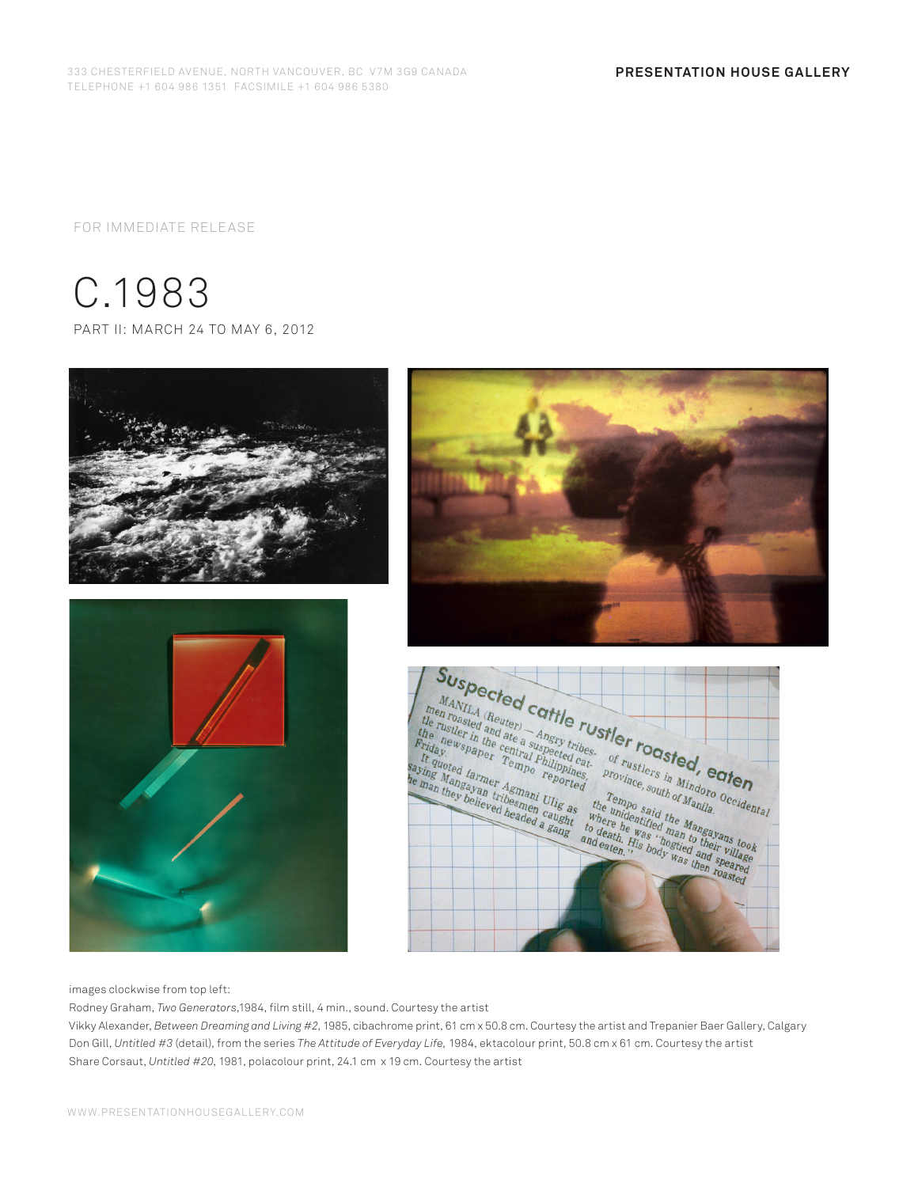333 CHESTERFIELD AVENUE, NORTH VANCOUVER, BC V7M 3G9 CANADA
TELEPHONE +1 604 986 1351 FACSIMILE +1 604 986 5380

**PRESENTATION HOUSE GALLERY**

FOR IMMEDIATE RELEASE

# C.1983

PART II: MARCH 24 TO MAY 6, 2012

images clockwise from top left:
Rodney Graham, *Two Generators*,1984, film still, 4 min., sound. Courtesy the artist
Vikky Alexander, *Between Dreaming and Living #2*, 1985, cibachrome print, 61 cm x 50.8 cm. Courtesy the artist and Trepanier Baer Gallery, Calgary
Don Gill, *Untitled #3* (detail), from the series *The Attitude of Everyday Life*, 1984, ektacolour print, 50.8 cm x 61 cm. Courtesy the artist
Share Corsaut, *Untitled #20*, 1981, polacolour print, 24.1 cm x 19 cm. Courtesy the artist

WWW.PRESENTATIONHOUSEGALLERY.COM